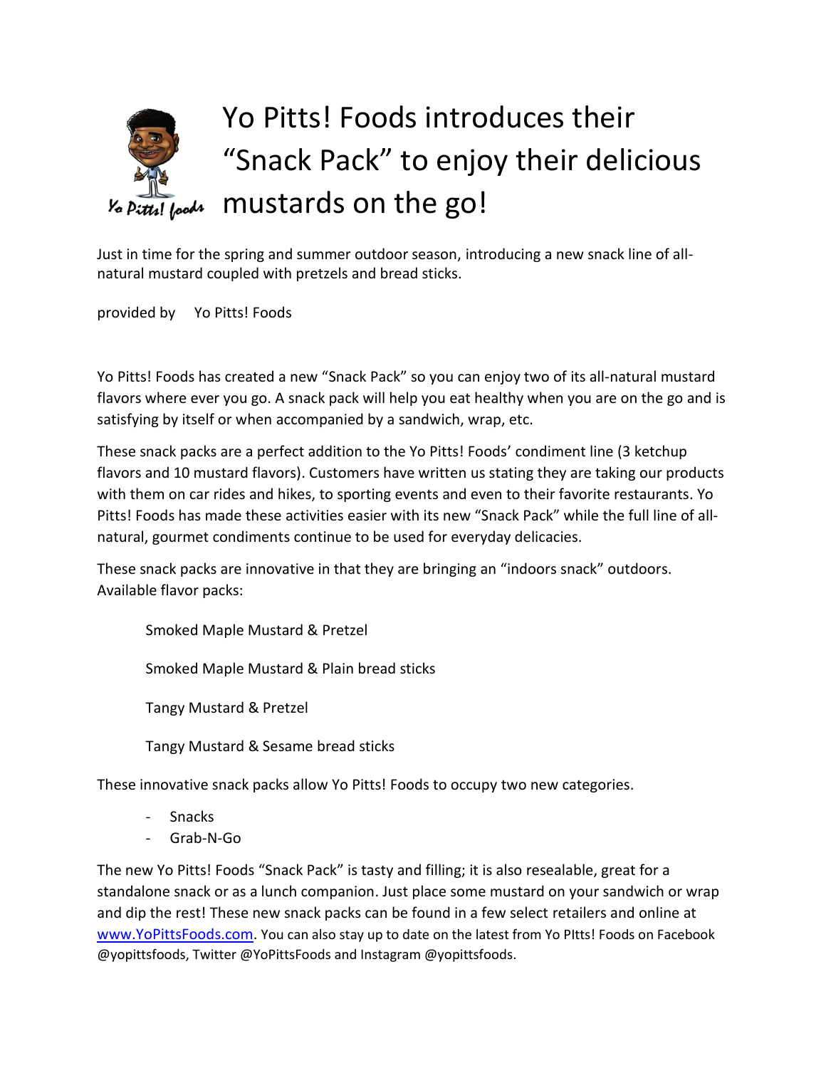# Yo Pitts! Foods introduces their "Snack Pack" to enjoy their delicious mustards on the go!

Just in time for the spring and summer outdoor season, introducing a new snack line of all-natural mustard coupled with pretzels and bread sticks.

provided by Yo Pitts! Foods

Yo Pitts! Foods has created a new "Snack Pack" so you can enjoy two of its all-natural mustard flavors where ever you go. A snack pack will help you eat healthy when you are on the go and is satisfying by itself or when accompanied by a sandwich, wrap, etc.

These snack packs are a perfect addition to the Yo Pitts! Foods' condiment line (3 ketchup flavors and 10 mustard flavors). Customers have written us stating they are taking our products with them on car rides and hikes, to sporting events and even to their favorite restaurants. Yo Pitts! Foods has made these activities easier with its new "Snack Pack" while the full line of all-natural, gourmet condiments continue to be used for everyday delicacies.

These snack packs are innovative in that they are bringing an "indoors snack" outdoors. Available flavor packs:

Smoked Maple Mustard & Pretzel

Smoked Maple Mustard & Plain bread sticks

Tangy Mustard & Pretzel

Tangy Mustard & Sesame bread sticks

These innovative snack packs allow Yo Pitts! Foods to occupy two new categories.

- Snacks
- Grab-N-Go

The new Yo Pitts! Foods "Snack Pack" is tasty and filling; it is also resealable, great for a standalone snack or as a lunch companion. Just place some mustard on your sandwich or wrap and dip the rest! These new snack packs can be found in a few select retailers and online at www.YoPittsFoods.com. You can also stay up to date on the latest from Yo PItts! Foods on Facebook @yopittsfoods, Twitter @YoPittsFoods and Instagram @yopittsfoods.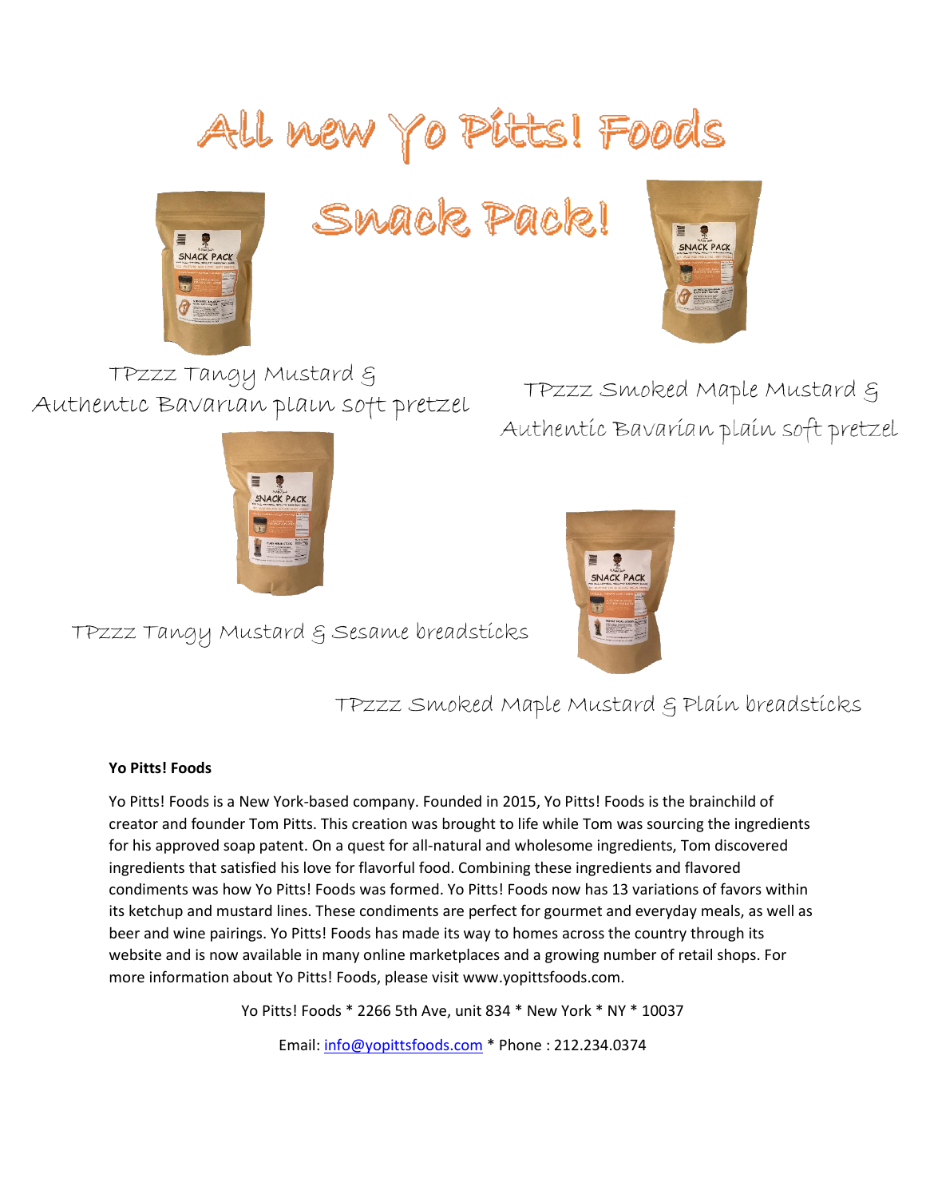# All new Yo Pitts! Foods Snack Pack!

TPzzz Tangy Mustard & Authentic Bavarian plain soft pretzel

TPzzz Smoked Maple Mustard & Authentic Bavarian plain soft pretzel

TPzzz Tangy Mustard & Sesame breadsticks

TPzzz Smoked Maple Mustard & Plain breadsticks

**Yo Pitts! Foods**

Yo Pitts! Foods is a New York-based company. Founded in 2015, Yo Pitts! Foods is the brainchild of creator and founder Tom Pitts. This creation was brought to life while Tom was sourcing the ingredients for his approved soap patent. On a quest for all-natural and wholesome ingredients, Tom discovered ingredients that satisfied his love for flavorful food. Combining these ingredients and flavored condiments was how Yo Pitts! Foods was formed. Yo Pitts! Foods now has 13 variations of favors within its ketchup and mustard lines. These condiments are perfect for gourmet and everyday meals, as well as beer and wine pairings. Yo Pitts! Foods has made its way to homes across the country through its website and is now available in many online marketplaces and a growing number of retail shops. For more information about Yo Pitts! Foods, please visit www.yopittsfoods.com.

Yo Pitts! Foods * 2266 5th Ave, unit 834 * New York * NY * 10037

Email: info@yopittsfoods.com * Phone : 212.234.0374